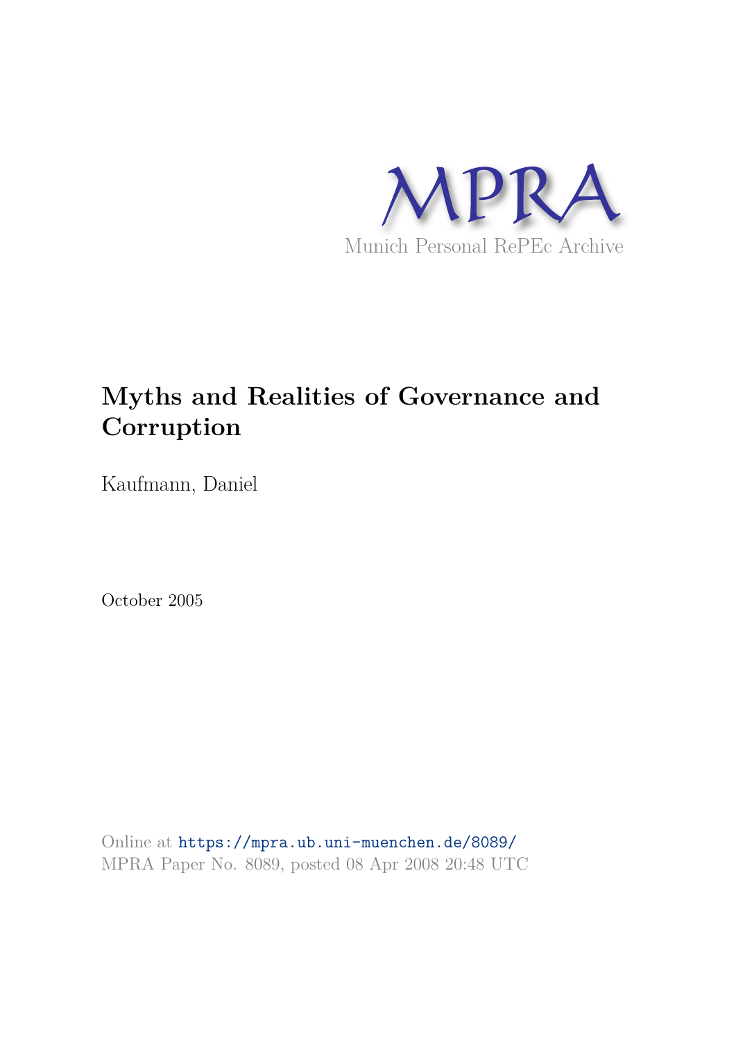MPRA

Munich Personal RePEc Archive

# Myths and Realities of Governance and Corruption

Kaufmann, Daniel

October 2005

Online at https://mpra.ub.uni-muenchen.de/8089/
MPRA Paper No. 8089, posted 08 Apr 2008 20:48 UTC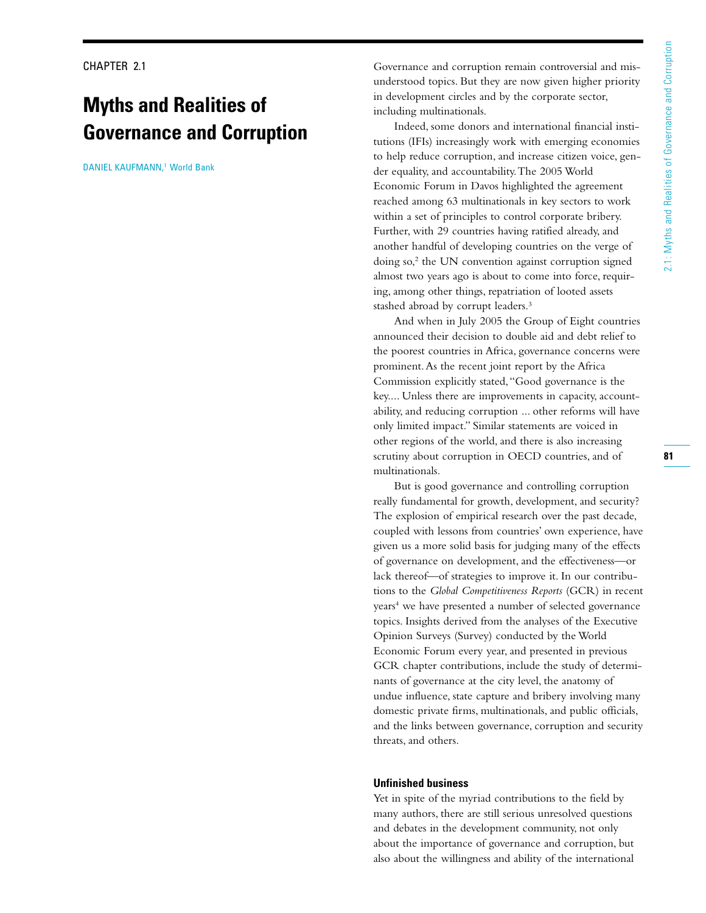CHAPTER 2.1

# Myths and Realities of Governance and Corruption

DANIEL KAUFMANN,[1] World Bank

Governance and corruption remain controversial and misunderstood topics. But they are now given higher priority in development circles and by the corporate sector, including multinationals.

Indeed, some donors and international financial institutions (IFIs) increasingly work with emerging economies to help reduce corruption, and increase citizen voice, gender equality, and accountability. The 2005 World Economic Forum in Davos highlighted the agreement reached among 63 multinationals in key sectors to work within a set of principles to control corporate bribery. Further, with 29 countries having ratified already, and another handful of developing countries on the verge of doing so,[2] the UN convention against corruption signed almost two years ago is about to come into force, requiring, among other things, repatriation of looted assets stashed abroad by corrupt leaders.[3]

And when in July 2005 the Group of Eight countries announced their decision to double aid and debt relief to the poorest countries in Africa, governance concerns were prominent. As the recent joint report by the Africa Commission explicitly stated, "Good governance is the key.... Unless there are improvements in capacity, accountability, and reducing corruption ... other reforms will have only limited impact." Similar statements are voiced in other regions of the world, and there is also increasing scrutiny about corruption in OECD countries, and of multinationals.

But is good governance and controlling corruption really fundamental for growth, development, and security? The explosion of empirical research over the past decade, coupled with lessons from countries' own experience, have given us a more solid basis for judging many of the effects of governance on development, and the effectiveness—or lack thereof—of strategies to improve it. In our contributions to the *Global Competitiveness Reports* (GCR) in recent years[4] we have presented a number of selected governance topics. Insights derived from the analyses of the Executive Opinion Surveys (Survey) conducted by the World Economic Forum every year, and presented in previous GCR chapter contributions, include the study of determinants of governance at the city level, the anatomy of undue influence, state capture and bribery involving many domestic private firms, multinationals, and public officials, and the links between governance, corruption and security threats, and others.

### Unfinished business

Yet in spite of the myriad contributions to the field by many authors, there are still serious unresolved questions and debates in the development community, not only about the importance of governance and corruption, but also about the willingness and ability of the international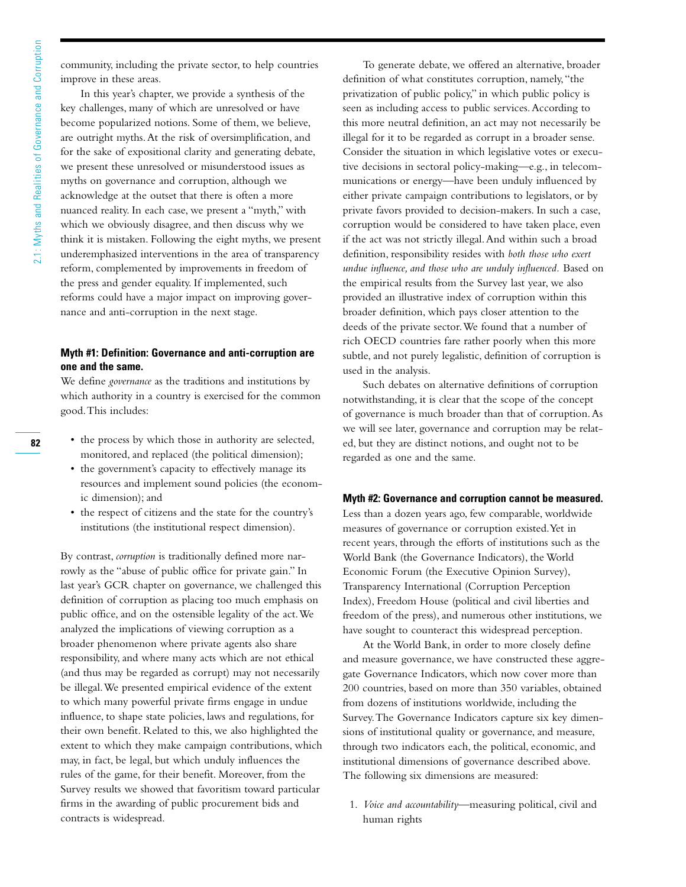community, including the private sector, to help countries improve in these areas.

In this year's chapter, we provide a synthesis of the key challenges, many of which are unresolved or have become popularized notions. Some of them, we believe, are outright myths. At the risk of oversimplification, and for the sake of expositional clarity and generating debate, we present these unresolved or misunderstood issues as myths on governance and corruption, although we acknowledge at the outset that there is often a more nuanced reality. In each case, we present a "myth," with which we obviously disagree, and then discuss why we think it is mistaken. Following the eight myths, we present underemphasized interventions in the area of transparency reform, complemented by improvements in freedom of the press and gender equality. If implemented, such reforms could have a major impact on improving governance and anti-corruption in the next stage.

**Myth #1: Definition: Governance and anti-corruption are one and the same.**

We define *governance* as the traditions and institutions by which authority in a country is exercised for the common good. This includes:

- the process by which those in authority are selected, monitored, and replaced (the political dimension);
- the government's capacity to effectively manage its resources and implement sound policies (the economic dimension); and
- the respect of citizens and the state for the country's institutions (the institutional respect dimension).

By contrast, *corruption* is traditionally defined more narrowly as the "abuse of public office for private gain." In last year's GCR chapter on governance, we challenged this definition of corruption as placing too much emphasis on public office, and on the ostensible legality of the act. We analyzed the implications of viewing corruption as a broader phenomenon where private agents also share responsibility, and where many acts which are not ethical (and thus may be regarded as corrupt) may not necessarily be illegal. We presented empirical evidence of the extent to which many powerful private firms engage in undue influence, to shape state policies, laws and regulations, for their own benefit. Related to this, we also highlighted the extent to which they make campaign contributions, which may, in fact, be legal, but which unduly influences the rules of the game, for their benefit. Moreover, from the Survey results we showed that favoritism toward particular firms in the awarding of public procurement bids and contracts is widespread.

To generate debate, we offered an alternative, broader definition of what constitutes corruption, namely, "the privatization of public policy," in which public policy is seen as including access to public services. According to this more neutral definition, an act may not necessarily be illegal for it to be regarded as corrupt in a broader sense. Consider the situation in which legislative votes or executive decisions in sectoral policy-making—e.g., in telecommunications or energy—have been unduly influenced by either private campaign contributions to legislators, or by private favors provided to decision-makers. In such a case, corruption would be considered to have taken place, even if the act was not strictly illegal. And within such a broad definition, responsibility resides with *both those who exert undue influence, and those who are unduly influenced.* Based on the empirical results from the Survey last year, we also provided an illustrative index of corruption within this broader definition, which pays closer attention to the deeds of the private sector. We found that a number of rich OECD countries fare rather poorly when this more subtle, and not purely legalistic, definition of corruption is used in the analysis.

Such debates on alternative definitions of corruption notwithstanding, it is clear that the scope of the concept of governance is much broader than that of corruption. As we will see later, governance and corruption may be related, but they are distinct notions, and ought not to be regarded as one and the same.

**Myth #2: Governance and corruption cannot be measured.**

Less than a dozen years ago, few comparable, worldwide measures of governance or corruption existed. Yet in recent years, through the efforts of institutions such as the World Bank (the Governance Indicators), the World Economic Forum (the Executive Opinion Survey), Transparency International (Corruption Perception Index), Freedom House (political and civil liberties and freedom of the press), and numerous other institutions, we have sought to counteract this widespread perception.

At the World Bank, in order to more closely define and measure governance, we have constructed these aggregate Governance Indicators, which now cover more than 200 countries, based on more than 350 variables, obtained from dozens of institutions worldwide, including the Survey. The Governance Indicators capture six key dimensions of institutional quality or governance, and measure, through two indicators each, the political, economic, and institutional dimensions of governance described above. The following six dimensions are measured:

1. *Voice and accountability*—measuring political, civil and human rights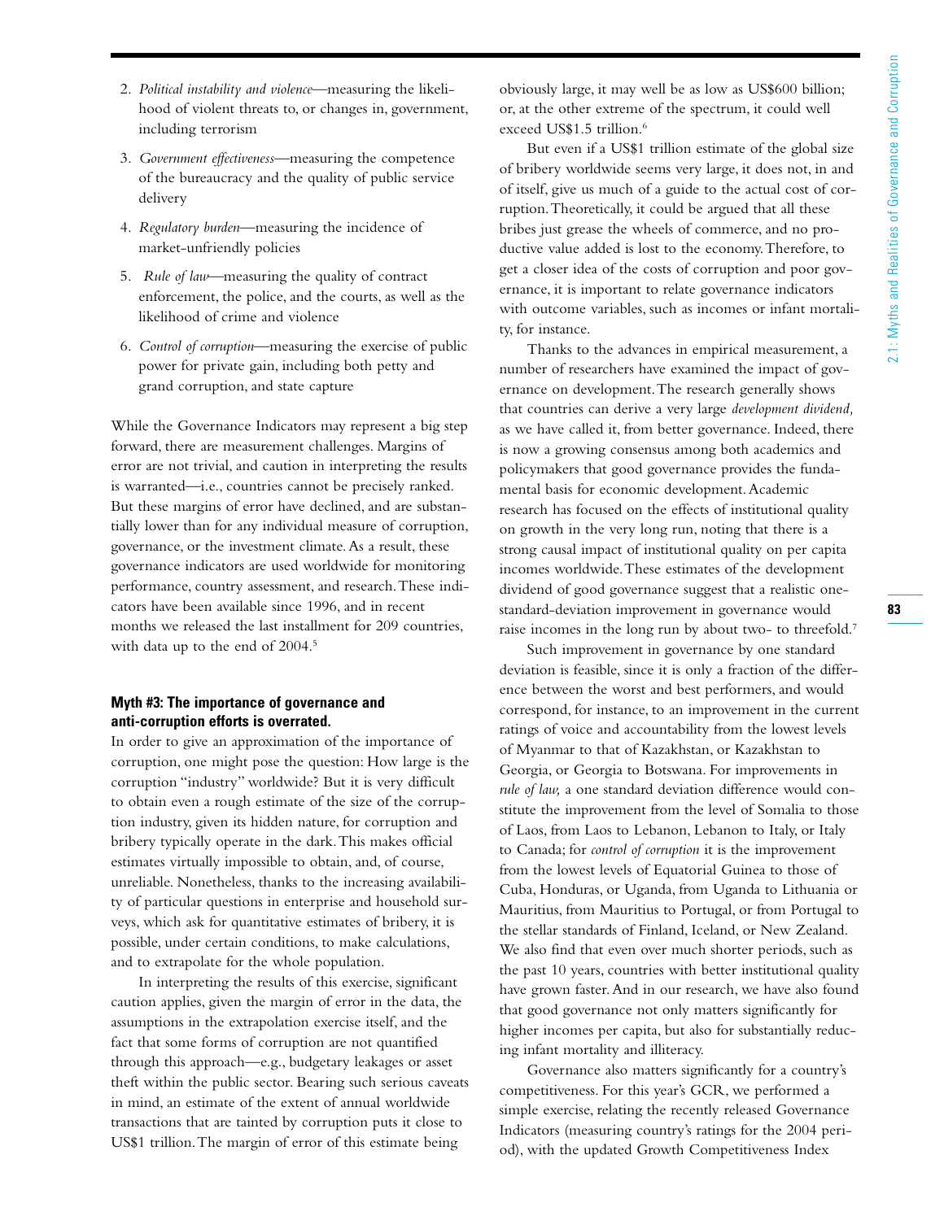2. *Political instability and violence*—measuring the likelihood of violent threats to, or changes in, government, including terrorism

3. *Government effectiveness*—measuring the competence of the bureaucracy and the quality of public service delivery

4. *Regulatory burden*—measuring the incidence of market-unfriendly policies

5. *Rule of law*—measuring the quality of contract enforcement, the police, and the courts, as well as the likelihood of crime and violence

6. *Control of corruption*—measuring the exercise of public power for private gain, including both petty and grand corruption, and state capture

While the Governance Indicators may represent a big step forward, there are measurement challenges. Margins of error are not trivial, and caution in interpreting the results is warranted—i.e., countries cannot be precisely ranked. But these margins of error have declined, and are substantially lower than for any individual measure of corruption, governance, or the investment climate. As a result, these governance indicators are used worldwide for monitoring performance, country assessment, and research. These indicators have been available since 1996, and in recent months we released the last installment for 209 countries, with data up to the end of 2004.[5]

#### Myth #3: The importance of governance and anti-corruption efforts is overrated.

In order to give an approximation of the importance of corruption, one might pose the question: How large is the corruption "industry" worldwide? But it is very difficult to obtain even a rough estimate of the size of the corruption industry, given its hidden nature, for corruption and bribery typically operate in the dark. This makes official estimates virtually impossible to obtain, and, of course, unreliable. Nonetheless, thanks to the increasing availability of particular questions in enterprise and household surveys, which ask for quantitative estimates of bribery, it is possible, under certain conditions, to make calculations, and to extrapolate for the whole population.

In interpreting the results of this exercise, significant caution applies, given the margin of error in the data, the assumptions in the extrapolation exercise itself, and the fact that some forms of corruption are not quantified through this approach—e.g., budgetary leakages or asset theft within the public sector. Bearing such serious caveats in mind, an estimate of the extent of annual worldwide transactions that are tainted by corruption puts it close to US$1 trillion. The margin of error of this estimate being obviously large, it may well be as low as US$600 billion; or, at the other extreme of the spectrum, it could well exceed US$1.5 trillion.[6]

But even if a US$1 trillion estimate of the global size of bribery worldwide seems very large, it does not, in and of itself, give us much of a guide to the actual cost of corruption. Theoretically, it could be argued that all these bribes just grease the wheels of commerce, and no productive value added is lost to the economy. Therefore, to get a closer idea of the costs of corruption and poor governance, it is important to relate governance indicators with outcome variables, such as incomes or infant mortality, for instance.

Thanks to the advances in empirical measurement, a number of researchers have examined the impact of governance on development. The research generally shows that countries can derive a very large *development dividend,* as we have called it, from better governance. Indeed, there is now a growing consensus among both academics and policymakers that good governance provides the fundamental basis for economic development. Academic research has focused on the effects of institutional quality on growth in the very long run, noting that there is a strong causal impact of institutional quality on per capita incomes worldwide. These estimates of the development dividend of good governance suggest that a realistic one-standard-deviation improvement in governance would raise incomes in the long run by about two- to threefold.[7]

Such improvement in governance by one standard deviation is feasible, since it is only a fraction of the difference between the worst and best performers, and would correspond, for instance, to an improvement in the current ratings of voice and accountability from the lowest levels of Myanmar to that of Kazakhstan, or Kazakhstan to Georgia, or Georgia to Botswana. For improvements in *rule of law,* a one standard deviation difference would constitute the improvement from the level of Somalia to those of Laos, from Laos to Lebanon, Lebanon to Italy, or Italy to Canada; for *control of corruption* it is the improvement from the lowest levels of Equatorial Guinea to those of Cuba, Honduras, or Uganda, from Uganda to Lithuania or Mauritius, from Mauritius to Portugal, or from Portugal to the stellar standards of Finland, Iceland, or New Zealand. We also find that even over much shorter periods, such as the past 10 years, countries with better institutional quality have grown faster. And in our research, we have also found that good governance not only matters significantly for higher incomes per capita, but also for substantially reducing infant mortality and illiteracy.

Governance also matters significantly for a country's competitiveness. For this year's GCR, we performed a simple exercise, relating the recently released Governance Indicators (measuring country's ratings for the 2004 period), with the updated Growth Competitiveness Index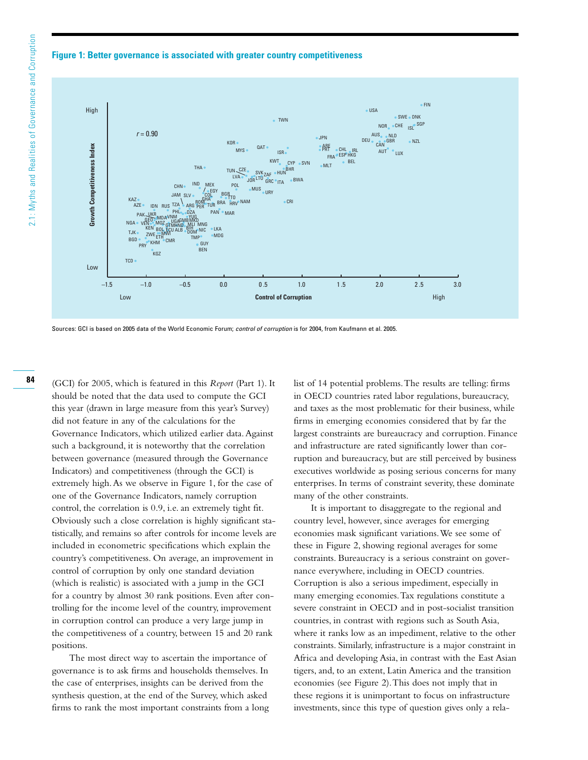**Figure 1: Better governance is associated with greater country competitiveness**

High

Low

Growth Competitiveness Index

$r = 0.90$

FIN
USA
SWE DNK
TWN
NOR CHE ISL SGP
AUS NLD
JPN
DEU GBR NZL
KOR
CAN
QAT ARE
MYS
PRT CHL IRL
AUT LUX
ISR
FRA ESP HKG
KWT
BEL
CYP SVN
MLT
THA
TUN CZE
BHR
SVK HUN
LVA
ZAF
JOR LTU
BWA
GRC ITA
CHN
IND MEX
POL
EGY
MUS
JAM SLV COL
URY
BGR
KAZ
GHA TTO
ROM
NAM
CRI
AZE
IDN RUS TZA ARG PER TUR BRA HRV
PHL DZA
PAN MAR
PAK UKR
MDA VNM YUG
GEO
NGA VEN MOZ UGA GMB MKD
MLI MNG
KEN GTM HND BIH
BOL ECU ALB DOM NIC LKA
TJK
ZWE MWI
ETH
MDG
BGD
TMP
KHM CMR
PRY
GUY
BEN
KGZ
TCD

–1.5 –1.0 –0.5 0.0 0.5 1.0 1.5 2.0 2.5 3.0

Low Control of Corruption High

Sources: GCI is based on 2005 data of the World Economic Forum; *control of corruption* is for 2004, from Kaufmann et al. 2005.

(GCI) for 2005, which is featured in this *Report* (Part 1). It should be noted that the data used to compute the GCI this year (drawn in large measure from this year's Survey) did not feature in any of the calculations for the Governance Indicators, which utilized earlier data. Against such a background, it is noteworthy that the correlation between governance (measured through the Governance Indicators) and competitiveness (through the GCI) is extremely high. As we observe in Figure 1, for the case of one of the Governance Indicators, namely corruption control, the correlation is 0.9, i.e. an extremely tight fit. Obviously such a close correlation is highly significant statistically, and remains so after controls for income levels are included in econometric specifications which explain the country's competitiveness. On average, an improvement in control of corruption by only one standard deviation (which is realistic) is associated with a jump in the GCI for a country by almost 30 rank positions. Even after controlling for the income level of the country, improvement in corruption control can produce a very large jump in the competitiveness of a country, between 15 and 20 rank positions.

The most direct way to ascertain the importance of governance is to ask firms and households themselves. In the case of enterprises, insights can be derived from the synthesis question, at the end of the Survey, which asked firms to rank the most important constraints from a long list of 14 potential problems. The results are telling: firms in OECD countries rated labor regulations, bureaucracy, and taxes as the most problematic for their business, while firms in emerging economies considered that by far the largest constraints are bureaucracy and corruption. Finance and infrastructure are rated significantly lower than corruption and bureaucracy, but are still perceived by business executives worldwide as posing serious concerns for many enterprises. In terms of constraint severity, these dominate many of the other constraints.

It is important to disaggregate to the regional and country level, however, since averages for emerging economies mask significant variations. We see some of these in Figure 2, showing regional averages for some constraints. Bureaucracy is a serious constraint on governance everywhere, including in OECD countries. Corruption is also a serious impediment, especially in many emerging economies. Tax regulations constitute a severe constraint in OECD and in post-socialist transition countries, in contrast with regions such as South Asia, where it ranks low as an impediment, relative to the other constraints. Similarly, infrastructure is a major constraint in Africa and developing Asia, in contrast with the East Asian tigers, and, to an extent, Latin America and the transition economies (see Figure 2). This does not imply that in these regions it is unimportant to focus on infrastructure investments, since this type of question gives only a rela-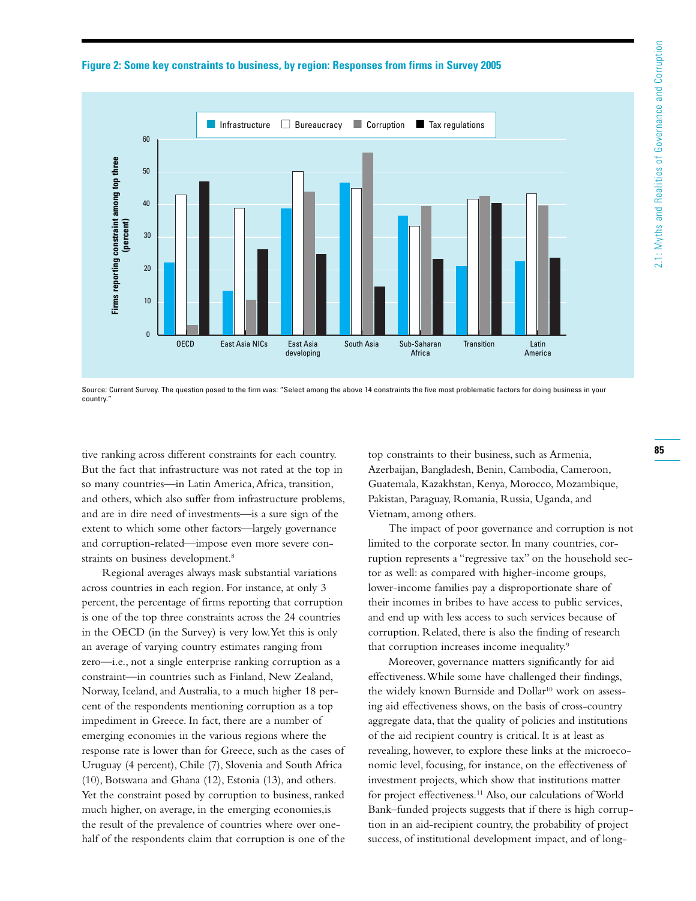**Figure 2: Some key constraints to business, by region: Responses from firms in Survey 2005**

Source: Current Survey. The question posed to the firm was: "Select among the above 14 constraints the five most problematic factors for doing business in your country."

tive ranking across different constraints for each country. But the fact that infrastructure was not rated at the top in so many countries—in Latin America, Africa, transition, and others, which also suffer from infrastructure problems, and are in dire need of investments—is a sure sign of the extent to which some other factors—largely governance and corruption-related—impose even more severe constraints on business development.[8]

Regional averages always mask substantial variations across countries in each region. For instance, at only 3 percent, the percentage of firms reporting that corruption is one of the top three constraints across the 24 countries in the OECD (in the Survey) is very low. Yet this is only an average of varying country estimates ranging from zero—i.e., not a single enterprise ranking corruption as a constraint—in countries such as Finland, New Zealand, Norway, Iceland, and Australia, to a much higher 18 percent of the respondents mentioning corruption as a top impediment in Greece. In fact, there are a number of emerging economies in the various regions where the response rate is lower than for Greece, such as the cases of Uruguay (4 percent), Chile (7), Slovenia and South Africa (10), Botswana and Ghana (12), Estonia (13), and others. Yet the constraint posed by corruption to business, ranked much higher, on average, in the emerging economies,is the result of the prevalence of countries where over one-half of the respondents claim that corruption is one of the top constraints to their business, such as Armenia, Azerbaijan, Bangladesh, Benin, Cambodia, Cameroon, Guatemala, Kazakhstan, Kenya, Morocco, Mozambique, Pakistan, Paraguay, Romania, Russia, Uganda, and Vietnam, among others.

The impact of poor governance and corruption is not limited to the corporate sector. In many countries, corruption represents a "regressive tax" on the household sector as well: as compared with higher-income groups, lower-income families pay a disproportionate share of their incomes in bribes to have access to public services, and end up with less access to such services because of corruption. Related, there is also the finding of research that corruption increases income inequality.[9]

Moreover, governance matters significantly for aid effectiveness. While some have challenged their findings, the widely known Burnside and Dollar[10] work on assessing aid effectiveness shows, on the basis of cross-country aggregate data, that the quality of policies and institutions of the aid recipient country is critical. It is at least as revealing, however, to explore these links at the microeconomic level, focusing, for instance, on the effectiveness of investment projects, which show that institutions matter for project effectiveness.[11] Also, our calculations of World Bank–funded projects suggests that if there is high corruption in an aid-recipient country, the probability of project success, of institutional development impact, and of long-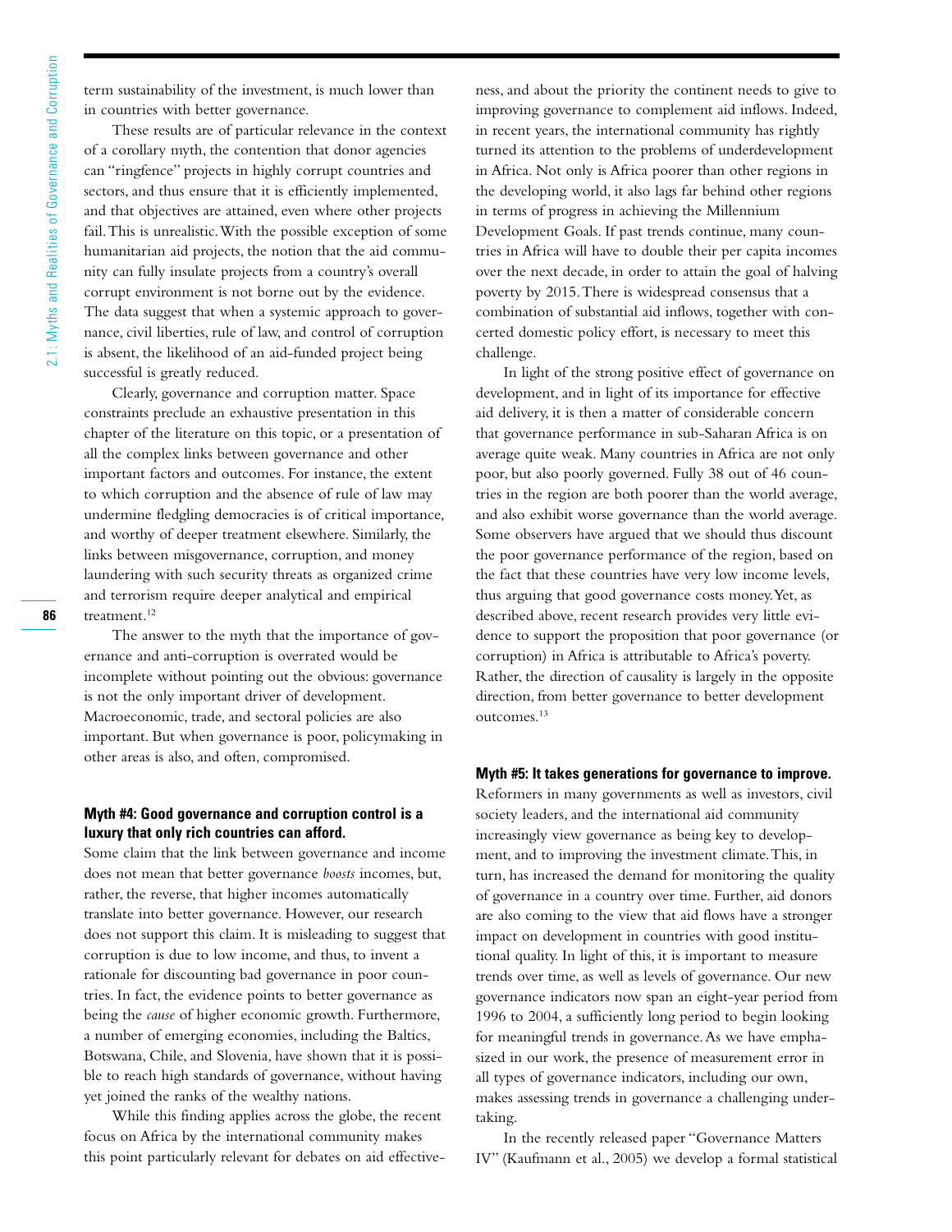term sustainability of the investment, is much lower than in countries with better governance.

These results are of particular relevance in the context of a corollary myth, the contention that donor agencies can "ringfence" projects in highly corrupt countries and sectors, and thus ensure that it is efficiently implemented, and that objectives are attained, even where other projects fail. This is unrealistic. With the possible exception of some humanitarian aid projects, the notion that the aid community can fully insulate projects from a country's overall corrupt environment is not borne out by the evidence. The data suggest that when a systemic approach to governance, civil liberties, rule of law, and control of corruption is absent, the likelihood of an aid-funded project being successful is greatly reduced.

Clearly, governance and corruption matter. Space constraints preclude an exhaustive presentation in this chapter of the literature on this topic, or a presentation of all the complex links between governance and other important factors and outcomes. For instance, the extent to which corruption and the absence of rule of law may undermine fledgling democracies is of critical importance, and worthy of deeper treatment elsewhere. Similarly, the links between misgovernance, corruption, and money laundering with such security threats as organized crime and terrorism require deeper analytical and empirical treatment.[12]

The answer to the myth that the importance of governance and anti-corruption is overrated would be incomplete without pointing out the obvious: governance is not the only important driver of development. Macroeconomic, trade, and sectoral policies are also important. But when governance is poor, policymaking in other areas is also, and often, compromised.

**Myth #4: Good governance and corruption control is a luxury that only rich countries can afford.**

Some claim that the link between governance and income does not mean that better governance *boosts* incomes, but, rather, the reverse, that higher incomes automatically translate into better governance. However, our research does not support this claim. It is misleading to suggest that corruption is due to low income, and thus, to invent a rationale for discounting bad governance in poor countries. In fact, the evidence points to better governance as being the *cause* of higher economic growth. Furthermore, a number of emerging economies, including the Baltics, Botswana, Chile, and Slovenia, have shown that it is possible to reach high standards of governance, without having yet joined the ranks of the wealthy nations.

While this finding applies across the globe, the recent focus on Africa by the international community makes this point particularly relevant for debates on aid effectiveness, and about the priority the continent needs to give to improving governance to complement aid inflows. Indeed, in recent years, the international community has rightly turned its attention to the problems of underdevelopment in Africa. Not only is Africa poorer than other regions in the developing world, it also lags far behind other regions in terms of progress in achieving the Millennium Development Goals. If past trends continue, many countries in Africa will have to double their per capita incomes over the next decade, in order to attain the goal of halving poverty by 2015. There is widespread consensus that a combination of substantial aid inflows, together with concerted domestic policy effort, is necessary to meet this challenge.

In light of the strong positive effect of governance on development, and in light of its importance for effective aid delivery, it is then a matter of considerable concern that governance performance in sub-Saharan Africa is on average quite weak. Many countries in Africa are not only poor, but also poorly governed. Fully 38 out of 46 countries in the region are both poorer than the world average, and also exhibit worse governance than the world average. Some observers have argued that we should thus discount the poor governance performance of the region, based on the fact that these countries have very low income levels, thus arguing that good governance costs money. Yet, as described above, recent research provides very little evidence to support the proposition that poor governance (or corruption) in Africa is attributable to Africa's poverty. Rather, the direction of causality is largely in the opposite direction, from better governance to better development outcomes.[13]

**Myth #5: It takes generations for governance to improve.**

Reformers in many governments as well as investors, civil society leaders, and the international aid community increasingly view governance as being key to development, and to improving the investment climate. This, in turn, has increased the demand for monitoring the quality of governance in a country over time. Further, aid donors are also coming to the view that aid flows have a stronger impact on development in countries with good institutional quality. In light of this, it is important to measure trends over time, as well as levels of governance. Our new governance indicators now span an eight-year period from 1996 to 2004, a sufficiently long period to begin looking for meaningful trends in governance. As we have emphasized in our work, the presence of measurement error in all types of governance indicators, including our own, makes assessing trends in governance a challenging undertaking.

In the recently released paper "Governance Matters IV" (Kaufmann et al., 2005) we develop a formal statistical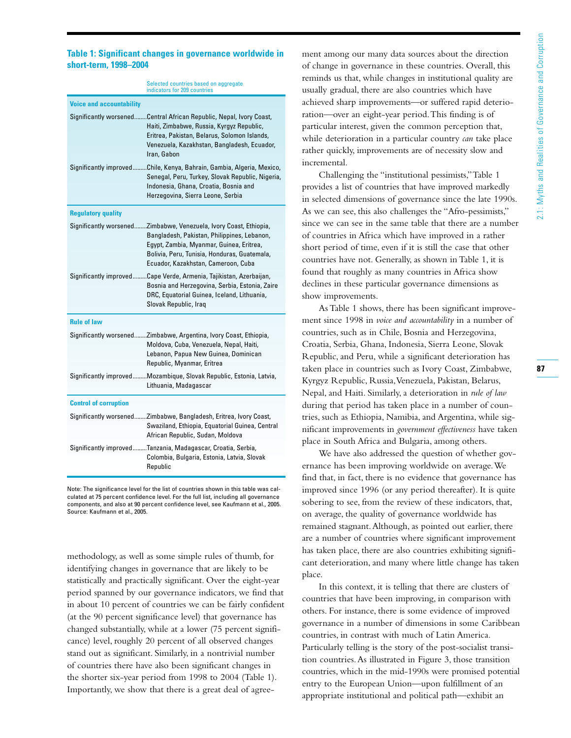**Table 1: Significant changes in governance worldwide in short-term, 1998–2004**

| | Selected countries based on aggregate indicators for 209 countries |
|---|---|
| **Voice and accountability** | |
| Significantly worsened | Central African Republic, Nepal, Ivory Coast, Haiti, Zimbabwe, Russia, Kyrgyz Republic, Eritrea, Pakistan, Belarus, Solomon Islands, Venezuela, Kazakhstan, Bangladesh, Ecuador, Iran, Gabon |
| Significantly improved | Chile, Kenya, Bahrain, Gambia, Algeria, Mexico, Senegal, Peru, Turkey, Slovak Republic, Nigeria, Indonesia, Ghana, Croatia, Bosnia and Herzegovina, Sierra Leone, Serbia |
| **Regulatory quality** | |
| Significantly worsened | Zimbabwe, Venezuela, Ivory Coast, Ethiopia, Bangladesh, Pakistan, Philippines, Lebanon, Egypt, Zambia, Myanmar, Guinea, Eritrea, Bolivia, Peru, Tunisia, Honduras, Guatemala, Ecuador, Kazakhstan, Cameroon, Cuba |
| Significantly improved | Cape Verde, Armenia, Tajikistan, Azerbaijan, Bosnia and Herzegovina, Serbia, Estonia, Zaire DRC, Equatorial Guinea, Iceland, Lithuania, Slovak Republic, Iraq |
| **Rule of law** | |
| Significantly worsened | Zimbabwe, Argentina, Ivory Coast, Ethiopia, Moldova, Cuba, Venezuela, Nepal, Haiti, Lebanon, Papua New Guinea, Dominican Republic, Myanmar, Eritrea |
| Significantly improved | Mozambique, Slovak Republic, Estonia, Latvia, Lithuania, Madagascar |
| **Control of corruption** | |
| Significantly worsened | Zimbabwe, Bangladesh, Eritrea, Ivory Coast, Swaziland, Ethiopia, Equatorial Guinea, Central African Republic, Sudan, Moldova |
| Significantly improved | Tanzania, Madagascar, Croatia, Serbia, Colombia, Bulgaria, Estonia, Latvia, Slovak Republic |

Note: The significance level for the list of countries shown in this table was calculated at 75 percent confidence level. For the full list, including all governance components, and also at 90 percent confidence level, see Kaufmann et al., 2005.
Source: Kaufmann et al., 2005.

methodology, as well as some simple rules of thumb, for identifying changes in governance that are likely to be statistically and practically significant. Over the eight-year period spanned by our governance indicators, we find that in about 10 percent of countries we can be fairly confident (at the 90 percent significance level) that governance has changed substantially, while at a lower (75 percent significance) level, roughly 20 percent of all observed changes stand out as significant. Similarly, in a nontrivial number of countries there have also been significant changes in the shorter six-year period from 1998 to 2004 (Table 1). Importantly, we show that there is a great deal of agreement among our many data sources about the direction of change in governance in these countries. Overall, this reminds us that, while changes in institutional quality are usually gradual, there are also countries which have achieved sharp improvements—or suffered rapid deterioration—over an eight-year period. This finding is of particular interest, given the common perception that, while deterioration in a particular country *can* take place rather quickly, improvements are of necessity slow and incremental.

Challenging the "institutional pessimists," Table 1 provides a list of countries that have improved markedly in selected dimensions of governance since the late 1990s. As we can see, this also challenges the "Afro-pessimists," since we can see in the same table that there are a number of countries in Africa which have improved in a rather short period of time, even if it is still the case that other countries have not. Generally, as shown in Table 1, it is found that roughly as many countries in Africa show declines in these particular governance dimensions as show improvements.

As Table 1 shows, there has been significant improvement since 1998 in *voice and accountability* in a number of countries, such as in Chile, Bosnia and Herzegovina, Croatia, Serbia, Ghana, Indonesia, Sierra Leone, Slovak Republic, and Peru, while a significant deterioration has taken place in countries such as Ivory Coast, Zimbabwe, Kyrgyz Republic, Russia, Venezuela, Pakistan, Belarus, Nepal, and Haiti. Similarly, a deterioration in *rule of law* during that period has taken place in a number of countries, such as Ethiopia, Namibia, and Argentina, while significant improvements in *government effectiveness* have taken place in South Africa and Bulgaria, among others.

We have also addressed the question of whether governance has been improving worldwide on average. We find that, in fact, there is no evidence that governance has improved since 1996 (or any period thereafter). It is quite sobering to see, from the review of these indicators, that, on average, the quality of governance worldwide has remained stagnant. Although, as pointed out earlier, there are a number of countries where significant improvement has taken place, there are also countries exhibiting significant deterioration, and many where little change has taken place.

In this context, it is telling that there are clusters of countries that have been improving, in comparison with others. For instance, there is some evidence of improved governance in a number of dimensions in some Caribbean countries, in contrast with much of Latin America. Particularly telling is the story of the post-socialist transition countries. As illustrated in Figure 3, those transition countries, which in the mid-1990s were promised potential entry to the European Union—upon fulfillment of an appropriate institutional and political path—exhibit an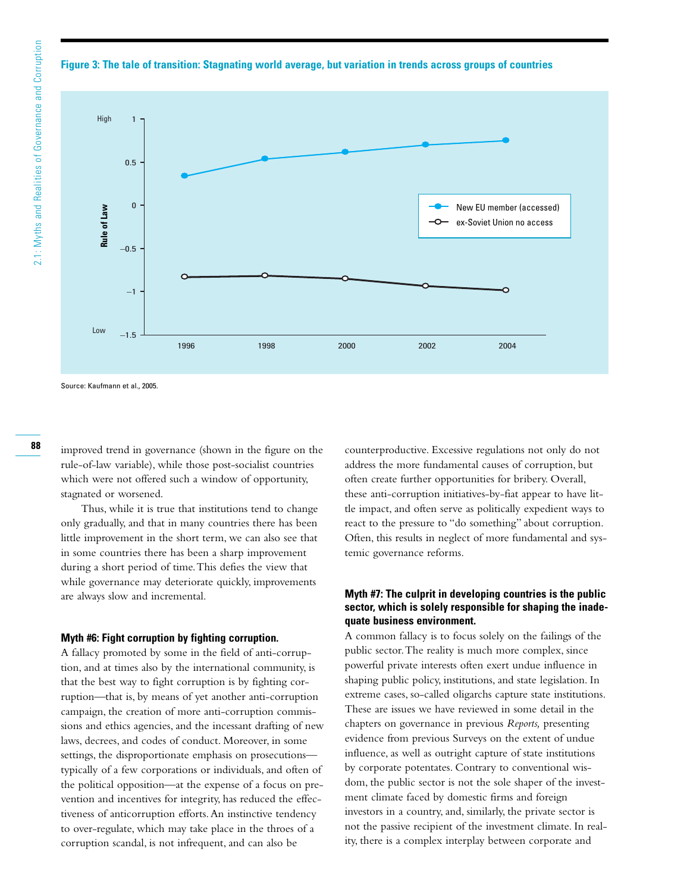**Figure 3: The tale of transition: Stagnating world average, but variation in trends across groups of countries**

Source: Kaufmann et al., 2005.

improved trend in governance (shown in the figure on the rule-of-law variable), while those post-socialist countries which were not offered such a window of opportunity, stagnated or worsened.

Thus, while it is true that institutions tend to change only gradually, and that in many countries there has been little improvement in the short term, we can also see that in some countries there has been a sharp improvement during a short period of time. This defies the view that while governance may deteriorate quickly, improvements are always slow and incremental.

#### Myth #6: Fight corruption by fighting corruption.

A fallacy promoted by some in the field of anti-corruption, and at times also by the international community, is that the best way to fight corruption is by fighting corruption—that is, by means of yet another anti-corruption campaign, the creation of more anti-corruption commissions and ethics agencies, and the incessant drafting of new laws, decrees, and codes of conduct. Moreover, in some settings, the disproportionate emphasis on prosecutions—typically of a few corporations or individuals, and often of the political opposition—at the expense of a focus on prevention and incentives for integrity, has reduced the effectiveness of anticorruption efforts. An instinctive tendency to over-regulate, which may take place in the throes of a corruption scandal, is not infrequent, and can also be counterproductive. Excessive regulations not only do not address the more fundamental causes of corruption, but often create further opportunities for bribery. Overall, these anti-corruption initiatives-by-fiat appear to have little impact, and often serve as politically expedient ways to react to the pressure to "do something" about corruption. Often, this results in neglect of more fundamental and systemic governance reforms.

#### Myth #7: The culprit in developing countries is the public sector, which is solely responsible for shaping the inadequate business environment.

A common fallacy is to focus solely on the failings of the public sector. The reality is much more complex, since powerful private interests often exert undue influence in shaping public policy, institutions, and state legislation. In extreme cases, so-called oligarchs capture state institutions. These are issues we have reviewed in some detail in the chapters on governance in previous *Reports,* presenting evidence from previous Surveys on the extent of undue influence, as well as outright capture of state institutions by corporate potentates. Contrary to conventional wisdom, the public sector is not the sole shaper of the investment climate faced by domestic firms and foreign investors in a country, and, similarly, the private sector is not the passive recipient of the investment climate. In reality, there is a complex interplay between corporate and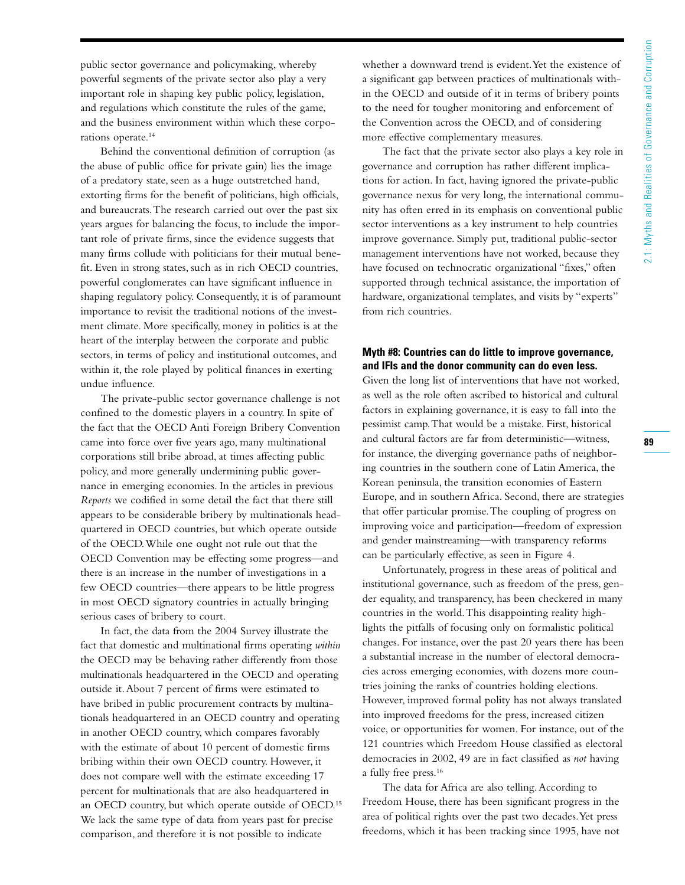public sector governance and policymaking, whereby powerful segments of the private sector also play a very important role in shaping key public policy, legislation, and regulations which constitute the rules of the game, and the business environment within which these corporations operate.[14]

Behind the conventional definition of corruption (as the abuse of public office for private gain) lies the image of a predatory state, seen as a huge outstretched hand, extorting firms for the benefit of politicians, high officials, and bureaucrats. The research carried out over the past six years argues for balancing the focus, to include the important role of private firms, since the evidence suggests that many firms collude with politicians for their mutual benefit. Even in strong states, such as in rich OECD countries, powerful conglomerates can have significant influence in shaping regulatory policy. Consequently, it is of paramount importance to revisit the traditional notions of the investment climate. More specifically, money in politics is at the heart of the interplay between the corporate and public sectors, in terms of policy and institutional outcomes, and within it, the role played by political finances in exerting undue influence.

The private-public sector governance challenge is not confined to the domestic players in a country. In spite of the fact that the OECD Anti Foreign Bribery Convention came into force over five years ago, many multinational corporations still bribe abroad, at times affecting public policy, and more generally undermining public governance in emerging economies. In the articles in previous *Reports* we codified in some detail the fact that there still appears to be considerable bribery by multinationals headquartered in OECD countries, but which operate outside of the OECD. While one ought not rule out that the OECD Convention may be effecting some progress—and there is an increase in the number of investigations in a few OECD countries—there appears to be little progress in most OECD signatory countries in actually bringing serious cases of bribery to court.

In fact, the data from the 2004 Survey illustrate the fact that domestic and multinational firms operating *within* the OECD may be behaving rather differently from those multinationals headquartered in the OECD and operating outside it. About 7 percent of firms were estimated to have bribed in public procurement contracts by multinationals headquartered in an OECD country and operating in another OECD country, which compares favorably with the estimate of about 10 percent of domestic firms bribing within their own OECD country. However, it does not compare well with the estimate exceeding 17 percent for multinationals that are also headquartered in an OECD country, but which operate outside of OECD.[15] We lack the same type of data from years past for precise comparison, and therefore it is not possible to indicate whether a downward trend is evident. Yet the existence of a significant gap between practices of multinationals within the OECD and outside of it in terms of bribery points to the need for tougher monitoring and enforcement of the Convention across the OECD, and of considering more effective complementary measures.

The fact that the private sector also plays a key role in governance and corruption has rather different implications for action. In fact, having ignored the private-public governance nexus for very long, the international community has often erred in its emphasis on conventional public sector interventions as a key instrument to help countries improve governance. Simply put, traditional public-sector management interventions have not worked, because they have focused on technocratic organizational "fixes," often supported through technical assistance, the importation of hardware, organizational templates, and visits by "experts" from rich countries.

**Myth #8: Countries can do little to improve governance, and IFIs and the donor community can do even less.**

Given the long list of interventions that have not worked, as well as the role often ascribed to historical and cultural factors in explaining governance, it is easy to fall into the pessimist camp. That would be a mistake. First, historical and cultural factors are far from deterministic—witness, for instance, the diverging governance paths of neighboring countries in the southern cone of Latin America, the Korean peninsula, the transition economies of Eastern Europe, and in southern Africa. Second, there are strategies that offer particular promise. The coupling of progress on improving voice and participation—freedom of expression and gender mainstreaming—with transparency reforms can be particularly effective, as seen in Figure 4.

Unfortunately, progress in these areas of political and institutional governance, such as freedom of the press, gender equality, and transparency, has been checkered in many countries in the world. This disappointing reality highlights the pitfalls of focusing only on formalistic political changes. For instance, over the past 20 years there has been a substantial increase in the number of electoral democracies across emerging economies, with dozens more countries joining the ranks of countries holding elections. However, improved formal polity has not always translated into improved freedoms for the press, increased citizen voice, or opportunities for women. For instance, out of the 121 countries which Freedom House classified as electoral democracies in 2002, 49 are in fact classified as *not* having a fully free press.[16]

The data for Africa are also telling. According to Freedom House, there has been significant progress in the area of political rights over the past two decades. Yet press freedoms, which it has been tracking since 1995, have not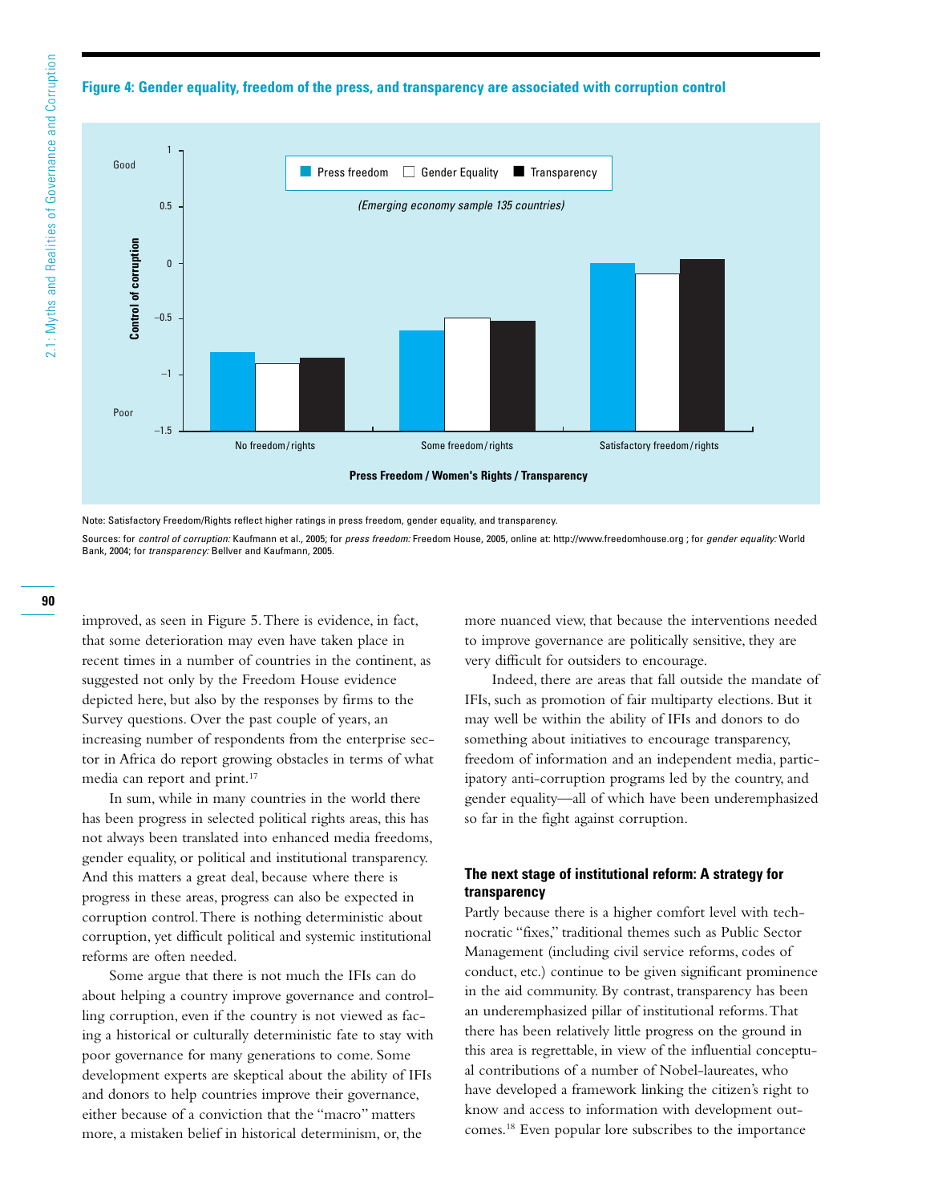**Figure 4: Gender equality, freedom of the press, and transparency are associated with corruption control**

Note: Satisfactory Freedom/Rights reflect higher ratings in press freedom, gender equality, and transparency.

Sources: for *control of corruption:* Kaufmann et al., 2005; for *press freedom:* Freedom House, 2005, online at: http://www.freedomhouse.org ; for *gender equality:* World Bank, 2004; for *transparency:* Bellver and Kaufmann, 2005.

improved, as seen in Figure 5. There is evidence, in fact, that some deterioration may even have taken place in recent times in a number of countries in the continent, as suggested not only by the Freedom House evidence depicted here, but also by the responses by firms to the Survey questions. Over the past couple of years, an increasing number of respondents from the enterprise sector in Africa do report growing obstacles in terms of what media can report and print.[17]

In sum, while in many countries in the world there has been progress in selected political rights areas, this has not always been translated into enhanced media freedoms, gender equality, or political and institutional transparency. And this matters a great deal, because where there is progress in these areas, progress can also be expected in corruption control. There is nothing deterministic about corruption, yet difficult political and systemic institutional reforms are often needed.

Some argue that there is not much the IFIs can do about helping a country improve governance and controlling corruption, even if the country is not viewed as facing a historical or culturally deterministic fate to stay with poor governance for many generations to come. Some development experts are skeptical about the ability of IFIs and donors to help countries improve their governance, either because of a conviction that the "macro" matters more, a mistaken belief in historical determinism, or, the more nuanced view, that because the interventions needed to improve governance are politically sensitive, they are very difficult for outsiders to encourage.

Indeed, there are areas that fall outside the mandate of IFIs, such as promotion of fair multiparty elections. But it may well be within the ability of IFIs and donors to do something about initiatives to encourage transparency, freedom of information and an independent media, participatory anti-corruption programs led by the country, and gender equality—all of which have been underemphasized so far in the fight against corruption.

### The next stage of institutional reform: A strategy for transparency

Partly because there is a higher comfort level with technocratic "fixes," traditional themes such as Public Sector Management (including civil service reforms, codes of conduct, etc.) continue to be given significant prominence in the aid community. By contrast, transparency has been an underemphasized pillar of institutional reforms. That there has been relatively little progress on the ground in this area is regrettable, in view of the influential conceptual contributions of a number of Nobel-laureates, who have developed a framework linking the citizen's right to know and access to information with development outcomes.[18] Even popular lore subscribes to the importance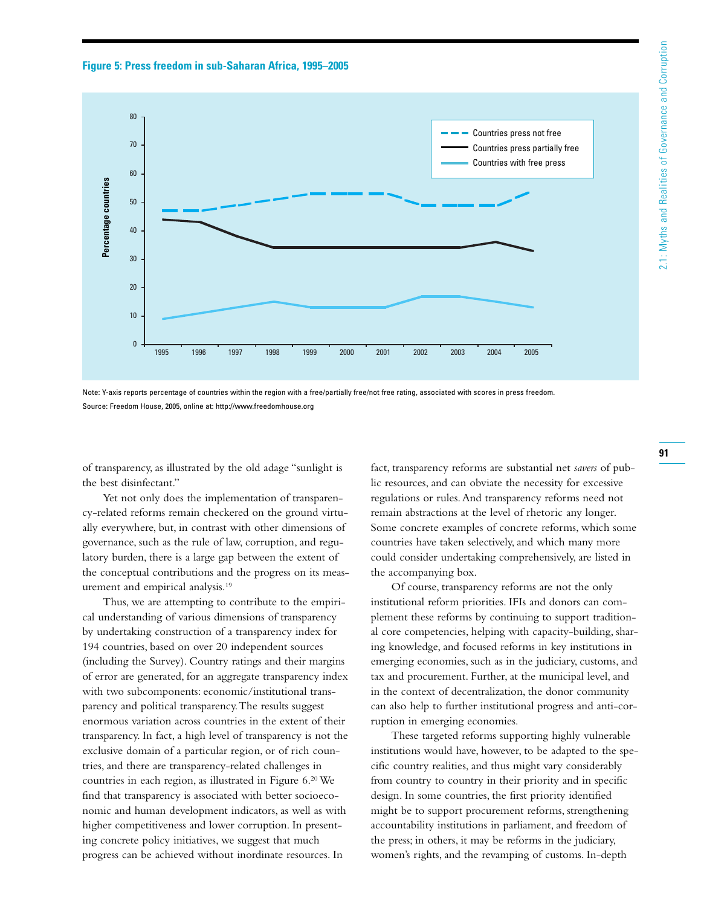**Figure 5: Press freedom in sub-Saharan Africa, 1995–2005**

Note: Y-axis reports percentage of countries within the region with a free/partially free/not free rating, associated with scores in press freedom.

Source: Freedom House, 2005, online at: http://www.freedomhouse.org

of transparency, as illustrated by the old adage "sunlight is the best disinfectant."

Yet not only does the implementation of transparency-related reforms remain checkered on the ground virtually everywhere, but, in contrast with other dimensions of governance, such as the rule of law, corruption, and regulatory burden, there is a large gap between the extent of the conceptual contributions and the progress on its measurement and empirical analysis.[19]

Thus, we are attempting to contribute to the empirical understanding of various dimensions of transparency by undertaking construction of a transparency index for 194 countries, based on over 20 independent sources (including the Survey). Country ratings and their margins of error are generated, for an aggregate transparency index with two subcomponents: economic/institutional transparency and political transparency. The results suggest enormous variation across countries in the extent of their transparency. In fact, a high level of transparency is not the exclusive domain of a particular region, or of rich countries, and there are transparency-related challenges in countries in each region, as illustrated in Figure 6.[20] We find that transparency is associated with better socioeconomic and human development indicators, as well as with higher competitiveness and lower corruption. In presenting concrete policy initiatives, we suggest that much progress can be achieved without inordinate resources. In fact, transparency reforms are substantial net *savers* of public resources, and can obviate the necessity for excessive regulations or rules. And transparency reforms need not remain abstractions at the level of rhetoric any longer. Some concrete examples of concrete reforms, which some countries have taken selectively, and which many more could consider undertaking comprehensively, are listed in the accompanying box.

Of course, transparency reforms are not the only institutional reform priorities. IFIs and donors can complement these reforms by continuing to support traditional core competencies, helping with capacity-building, sharing knowledge, and focused reforms in key institutions in emerging economies, such as in the judiciary, customs, and tax and procurement. Further, at the municipal level, and in the context of decentralization, the donor community can also help to further institutional progress and anti-corruption in emerging economies.

These targeted reforms supporting highly vulnerable institutions would have, however, to be adapted to the specific country realities, and thus might vary considerably from country to country in their priority and in specific design. In some countries, the first priority identified might be to support procurement reforms, strengthening accountability institutions in parliament, and freedom of the press; in others, it may be reforms in the judiciary, women's rights, and the revamping of customs. In-depth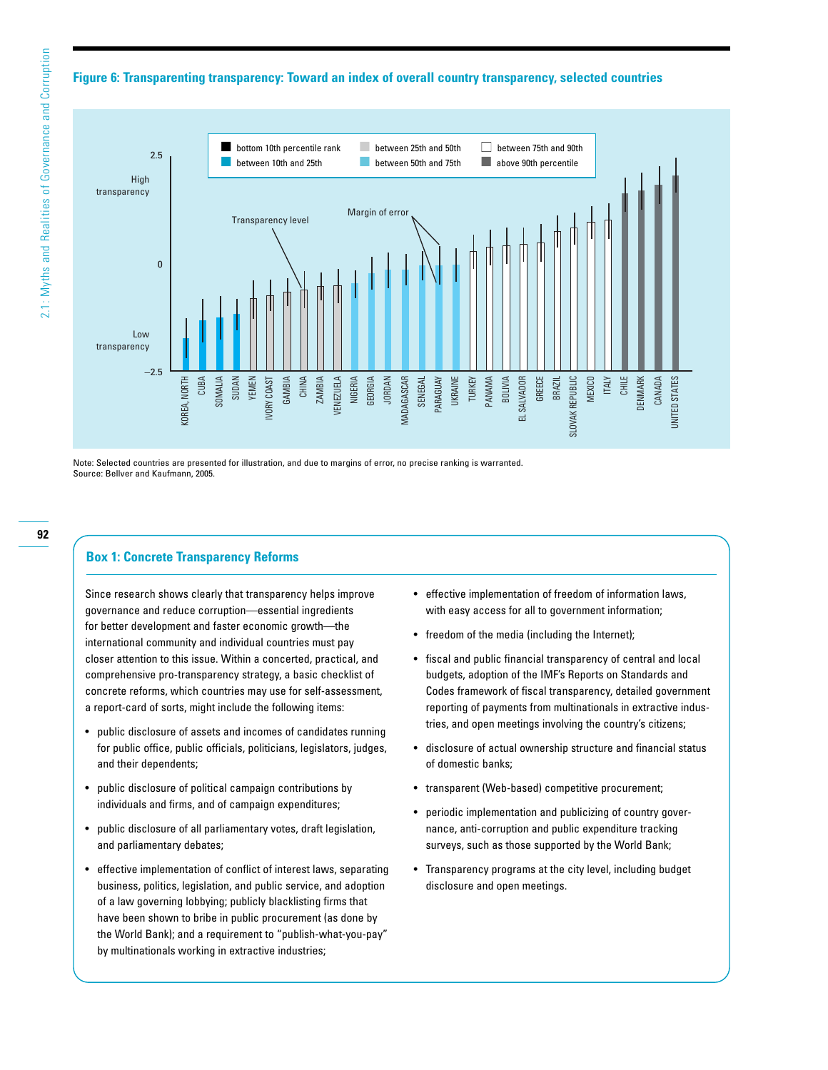## Figure 6: Transparenting transparency: Toward an index of overall country transparency, selected countries

Note: Selected countries are presented for illustration, and due to margins of error, no precise ranking is warranted.
Source: Bellver and Kaufmann, 2005.

## Box 1: Concrete Transparency Reforms

Since research shows clearly that transparency helps improve governance and reduce corruption—essential ingredients for better development and faster economic growth—the international community and individual countries must pay closer attention to this issue. Within a concerted, practical, and comprehensive pro-transparency strategy, a basic checklist of concrete reforms, which countries may use for self-assessment, a report-card of sorts, might include the following items:

- public disclosure of assets and incomes of candidates running for public office, public officials, politicians, legislators, judges, and their dependents;
- public disclosure of political campaign contributions by individuals and firms, and of campaign expenditures;
- public disclosure of all parliamentary votes, draft legislation, and parliamentary debates;
- effective implementation of conflict of interest laws, separating business, politics, legislation, and public service, and adoption of a law governing lobbying; publicly blacklisting firms that have been shown to bribe in public procurement (as done by the World Bank); and a requirement to "publish-what-you-pay" by multinationals working in extractive industries;
- effective implementation of freedom of information laws, with easy access for all to government information;
- freedom of the media (including the Internet);
- fiscal and public financial transparency of central and local budgets, adoption of the IMF's Reports on Standards and Codes framework of fiscal transparency, detailed government reporting of payments from multinationals in extractive industries, and open meetings involving the country's citizens;
- disclosure of actual ownership structure and financial status of domestic banks;
- transparent (Web-based) competitive procurement;
- periodic implementation and publicizing of country governance, anti-corruption and public expenditure tracking surveys, such as those supported by the World Bank;
- Transparency programs at the city level, including budget disclosure and open meetings.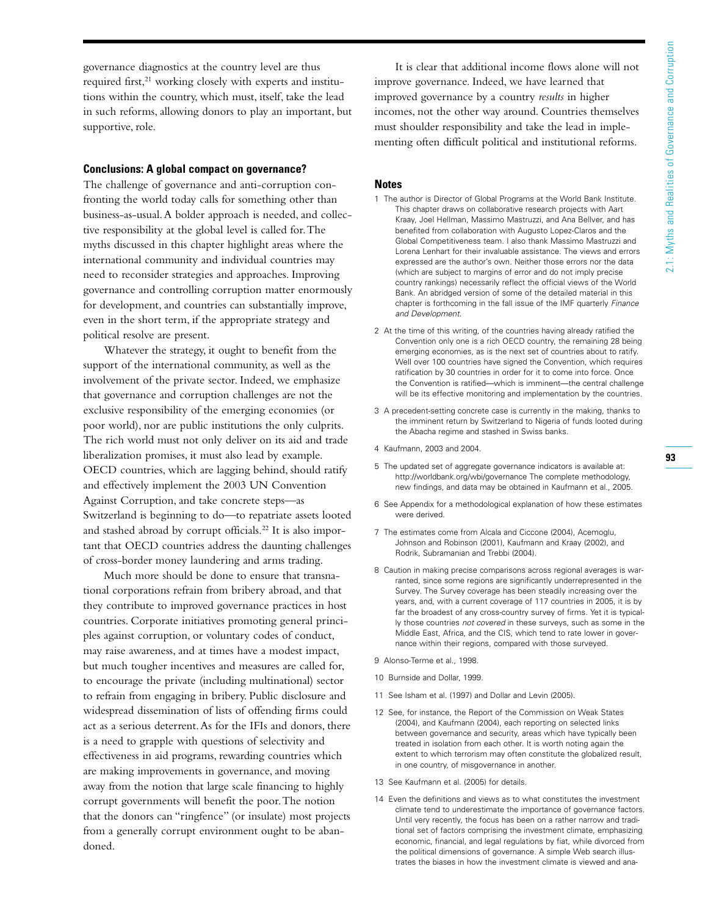governance diagnostics at the country level are thus required first,[21] working closely with experts and institutions within the country, which must, itself, take the lead in such reforms, allowing donors to play an important, but supportive, role.

### Conclusions: A global compact on governance?

The challenge of governance and anti-corruption confronting the world today calls for something other than business-as-usual. A bolder approach is needed, and collective responsibility at the global level is called for. The myths discussed in this chapter highlight areas where the international community and individual countries may need to reconsider strategies and approaches. Improving governance and controlling corruption matter enormously for development, and countries can substantially improve, even in the short term, if the appropriate strategy and political resolve are present.

Whatever the strategy, it ought to benefit from the support of the international community, as well as the involvement of the private sector. Indeed, we emphasize that governance and corruption challenges are not the exclusive responsibility of the emerging economies (or poor world), nor are public institutions the only culprits. The rich world must not only deliver on its aid and trade liberalization promises, it must also lead by example. OECD countries, which are lagging behind, should ratify and effectively implement the 2003 UN Convention Against Corruption, and take concrete steps—as Switzerland is beginning to do—to repatriate assets looted and stashed abroad by corrupt officials.[22] It is also important that OECD countries address the daunting challenges of cross-border money laundering and arms trading.

Much more should be done to ensure that transnational corporations refrain from bribery abroad, and that they contribute to improved governance practices in host countries. Corporate initiatives promoting general principles against corruption, or voluntary codes of conduct, may raise awareness, and at times have a modest impact, but much tougher incentives and measures are called for, to encourage the private (including multinational) sector to refrain from engaging in bribery. Public disclosure and widespread dissemination of lists of offending firms could act as a serious deterrent. As for the IFIs and donors, there is a need to grapple with questions of selectivity and effectiveness in aid programs, rewarding countries which are making improvements in governance, and moving away from the notion that large scale financing to highly corrupt governments will benefit the poor. The notion that the donors can "ringfence" (or insulate) most projects from a generally corrupt environment ought to be abandoned.

It is clear that additional income flows alone will not improve governance. Indeed, we have learned that improved governance by a country *results* in higher incomes, not the other way around. Countries themselves must shoulder responsibility and take the lead in implementing often difficult political and institutional reforms.

### Notes

1 The author is Director of Global Programs at the World Bank Institute. This chapter draws on collaborative research projects with Aart Kraay, Joel Hellman, Massimo Mastruzzi, and Ana Bellver, and has benefited from collaboration with Augusto Lopez-Claros and the Global Competitiveness team. I also thank Massimo Mastruzzi and Lorena Lenhart for their invaluable assistance. The views and errors expressed are the author's own. Neither those errors nor the data (which are subject to margins of error and do not imply precise country rankings) necessarily reflect the official views of the World Bank. An abridged version of some of the detailed material in this chapter is forthcoming in the fall issue of the IMF quarterly *Finance and Development*.

2 At the time of this writing, of the countries having already ratified the Convention only one is a rich OECD country, the remaining 28 being emerging economies, as is the next set of countries about to ratify. Well over 100 countries have signed the Convention, which requires ratification by 30 countries in order for it to come into force. Once the Convention is ratified—which is imminent—the central challenge will be its effective monitoring and implementation by the countries.

3 A precedent-setting concrete case is currently in the making, thanks to the imminent return by Switzerland to Nigeria of funds looted during the Abacha regime and stashed in Swiss banks.

4 Kaufmann, 2003 and 2004.

5 The updated set of aggregate governance indicators is available at: http://worldbank.org/wbi/governance The complete methodology, new findings, and data may be obtained in Kaufmann et al., 2005.

6 See Appendix for a methodological explanation of how these estimates were derived.

7 The estimates come from Alcala and Ciccone (2004), Acemoglu, Johnson and Robinson (2001), Kaufmann and Kraay (2002), and Rodrik, Subramanian and Trebbi (2004).

8 Caution in making precise comparisons across regional averages is warranted, since some regions are significantly underrepresented in the Survey. The Survey coverage has been steadily increasing over the years, and, with a current coverage of 117 countries in 2005, it is by far the broadest of any cross-country survey of firms. Yet it is typically those countries *not covered* in these surveys, such as some in the Middle East, Africa, and the CIS, which tend to rate lower in governance within their regions, compared with those surveyed.

9 Alonso-Terme et al., 1998.

10 Burnside and Dollar, 1999.

11 See Isham et al. (1997) and Dollar and Levin (2005).

12 See, for instance, the Report of the Commission on Weak States (2004), and Kaufmann (2004), each reporting on selected links between governance and security, areas which have typically been treated in isolation from each other. It is worth noting again the extent to which terrorism may often constitute the globalized result, in one country, of misgovernance in another.

13 See Kaufmann et al. (2005) for details.

14 Even the definitions and views as to what constitutes the investment climate tend to underestimate the importance of governance factors. Until very recently, the focus has been on a rather narrow and traditional set of factors comprising the investment climate, emphasizing economic, financial, and legal regulations by fiat, while divorced from the political dimensions of governance. A simple Web search illustrates the biases in how the investment climate is viewed and ana-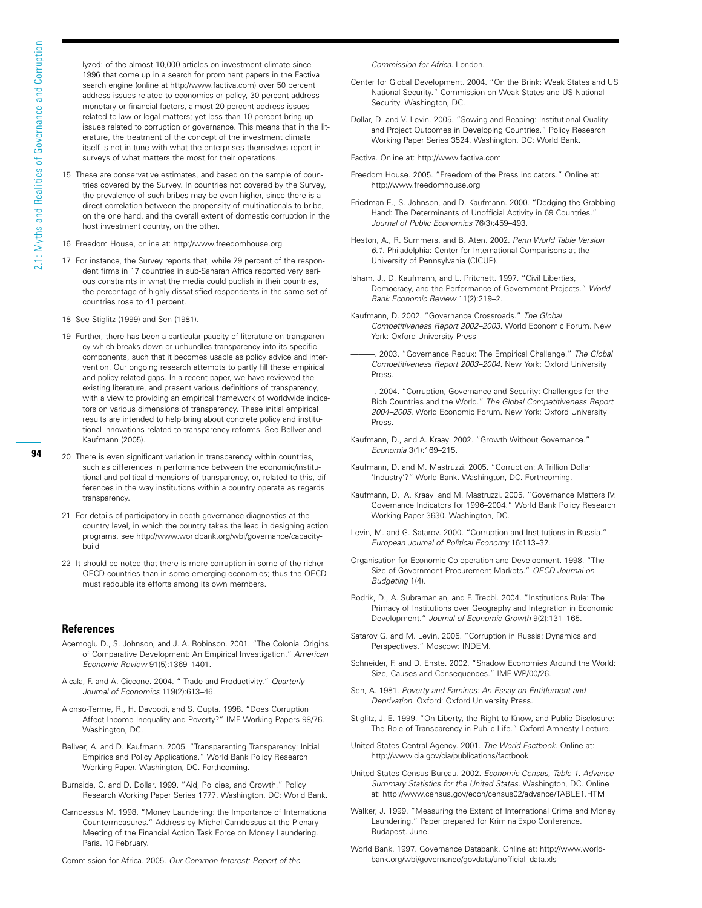lyzed: of the almost 10,000 articles on investment climate since 1996 that come up in a search for prominent papers in the Factiva search engine (online at http://www.factiva.com) over 50 percent address issues related to economics or policy, 30 percent address monetary or financial factors, almost 20 percent address issues related to law or legal matters; yet less than 10 percent bring up issues related to corruption or governance. This means that in the literature, the treatment of the concept of the investment climate itself is not in tune with what the enterprises themselves report in surveys of what matters the most for their operations.

15 These are conservative estimates, and based on the sample of countries covered by the Survey. In countries not covered by the Survey, the prevalence of such bribes may be even higher, since there is a direct correlation between the propensity of multinationals to bribe, on the one hand, and the overall extent of domestic corruption in the host investment country, on the other.

16 Freedom House, online at: http://www.freedomhouse.org

17 For instance, the Survey reports that, while 29 percent of the respondent firms in 17 countries in sub-Saharan Africa reported very serious constraints in what the media could publish in their countries, the percentage of highly dissatisfied respondents in the same set of countries rose to 41 percent.

18 See Stiglitz (1999) and Sen (1981).

19 Further, there has been a particular paucity of literature on transparency which breaks down or unbundles transparency into its specific components, such that it becomes usable as policy advice and intervention. Our ongoing research attempts to partly fill these empirical and policy-related gaps. In a recent paper, we have reviewed the existing literature, and present various definitions of transparency, with a view to providing an empirical framework of worldwide indicators on various dimensions of transparency. These initial empirical results are intended to help bring about concrete policy and institutional innovations related to transparency reforms. See Bellver and Kaufmann (2005).

20 There is even significant variation in transparency within countries, such as differences in performance between the economic/institutional and political dimensions of transparency, or, related to this, differences in the way institutions within a country operate as regards transparency.

21 For details of participatory in-depth governance diagnostics at the country level, in which the country takes the lead in designing action programs, see http://www.worldbank.org/wbi/governance/capacity-build

22 It should be noted that there is more corruption in some of the richer OECD countries than in some emerging economies; thus the OECD must redouble its efforts among its own members.

## References

Acemoglu D., S. Johnson, and J. A. Robinson. 2001. "The Colonial Origins of Comparative Development: An Empirical Investigation." *American Economic Review* 91(5):1369–1401.

Alcala, F. and A. Ciccone. 2004. " Trade and Productivity." *Quarterly Journal of Economics* 119(2):613–46.

Alonso-Terme, R., H. Davoodi, and S. Gupta. 1998. "Does Corruption Affect Income Inequality and Poverty?" IMF Working Papers 98/76. Washington, DC.

Bellver, A. and D. Kaufmann. 2005. "Transparenting Transparency: Initial Empirics and Policy Applications." World Bank Policy Research Working Paper. Washington, DC. Forthcoming.

Burnside, C. and D. Dollar. 1999. "Aid, Policies, and Growth." Policy Research Working Paper Series 1777. Washington, DC: World Bank.

Camdessus M. 1998. "Money Laundering: the Importance of International Countermeasures." Address by Michel Camdessus at the Plenary Meeting of the Financial Action Task Force on Money Laundering. Paris. 10 February.

Commission for Africa. 2005. *Our Common Interest: Report of the Commission for Africa*. London.

Center for Global Development. 2004. "On the Brink: Weak States and US National Security." Commission on Weak States and US National Security. Washington, DC.

Dollar, D. and V. Levin. 2005. "Sowing and Reaping: Institutional Quality and Project Outcomes in Developing Countries." Policy Research Working Paper Series 3524. Washington, DC: World Bank.

Factiva. Online at: http://www.factiva.com

Freedom House. 2005. "Freedom of the Press Indicators." Online at: http://www.freedomhouse.org

Friedman E., S. Johnson, and D. Kaufmann. 2000. "Dodging the Grabbing Hand: The Determinants of Unofficial Activity in 69 Countries." *Journal of Public Economics* 76(3):459–493.

Heston, A., R. Summers, and B. Aten. 2002. *Penn World Table Version 6.1*. Philadelphia: Center for International Comparisons at the University of Pennsylvania (CICUP).

Isham, J., D. Kaufmann, and L. Pritchett. 1997. "Civil Liberties, Democracy, and the Performance of Government Projects." *World Bank Economic Review* 11(2):219–2.

Kaufmann, D. 2002. "Governance Crossroads." *The Global Competitiveness Report 2002–2003*. World Economic Forum. New York: Oxford University Press

———. 2003. "Governance Redux: The Empirical Challenge." *The Global Competitiveness Report 2003–2004*. New York: Oxford University Press.

———. 2004. "Corruption, Governance and Security: Challenges for the Rich Countries and the World." *The Global Competitiveness Report 2004–2005*. World Economic Forum. New York: Oxford University Press.

Kaufmann, D., and A. Kraay. 2002. "Growth Without Governance." *Economia* 3(1):169–215.

Kaufmann, D. and M. Mastruzzi. 2005. "Corruption: A Trillion Dollar 'Industry'?" World Bank. Washington, DC. Forthcoming.

Kaufmann, D, A. Kraay and M. Mastruzzi. 2005. "Governance Matters IV: Governance Indicators for 1996–2004." World Bank Policy Research Working Paper 3630. Washington, DC.

Levin, M. and G. Satarov. 2000. "Corruption and Institutions in Russia." *European Journal of Political Economy* 16:113–32.

Organisation for Economic Co-operation and Development. 1998. "The Size of Government Procurement Markets." *OECD Journal on Budgeting* 1(4).

Rodrik, D., A. Subramanian, and F. Trebbi. 2004. "Institutions Rule: The Primacy of Institutions over Geography and Integration in Economic Development." *Journal of Economic Growth* 9(2):131–165.

Satarov G. and M. Levin. 2005. "Corruption in Russia: Dynamics and Perspectives." Moscow: INDEM.

Schneider, F. and D. Enste. 2002. "Shadow Economies Around the World: Size, Causes and Consequences." IMF WP/00/26.

Sen, A. 1981. *Poverty and Famines: An Essay on Entitlement and Deprivation*. Oxford: Oxford University Press.

Stiglitz, J. E. 1999. "On Liberty, the Right to Know, and Public Disclosure: The Role of Transparency in Public Life." Oxford Amnesty Lecture.

United States Central Agency. 2001. *The World Factbook*. Online at: http://www.cia.gov/cia/publications/factbook

United States Census Bureau. 2002. *Economic Census, Table 1. Advance Summary Statistics for the United States*. Washington, DC. Online at: http://www.census.gov/econ/census02/advance/TABLE1.HTM

Walker, J. 1999. "Measuring the Extent of International Crime and Money Laundering." Paper prepared for KriminalExpo Conference. Budapest. June.

World Bank. 1997. Governance Databank. Online at: http://www.worldbank.org/wbi/governance/govdata/unofficial_data.xls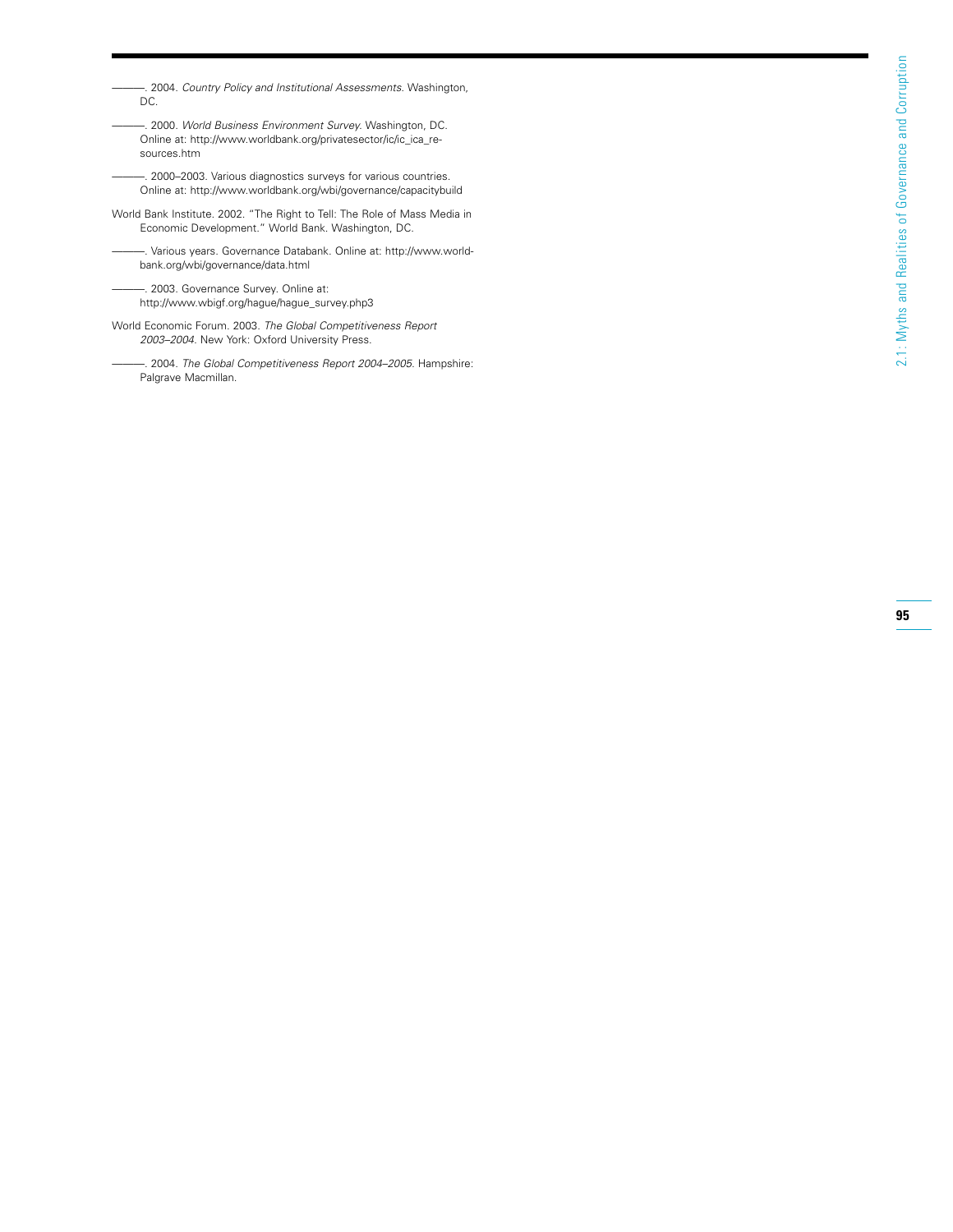———. 2004. *Country Policy and Institutional Assessments.* Washington, DC.

———. 2000. *World Business Environment Survey.* Washington, DC. Online at: http://www.worldbank.org/privatesector/ic/ic_ica_resources.htm

———. 2000–2003. Various diagnostics surveys for various countries. Online at: http://www.worldbank.org/wbi/governance/capacitybuild

World Bank Institute. 2002. "The Right to Tell: The Role of Mass Media in Economic Development." World Bank. Washington, DC.

———. Various years. Governance Databank. Online at: http://www.worldbank.org/wbi/governance/data.html

———. 2003. Governance Survey. Online at: http://www.wbigf.org/hague/hague_survey.php3

World Economic Forum. 2003. *The Global Competitiveness Report 2003–2004.* New York: Oxford University Press.

———. 2004. *The Global Competitiveness Report 2004–2005.* Hampshire: Palgrave Macmillan.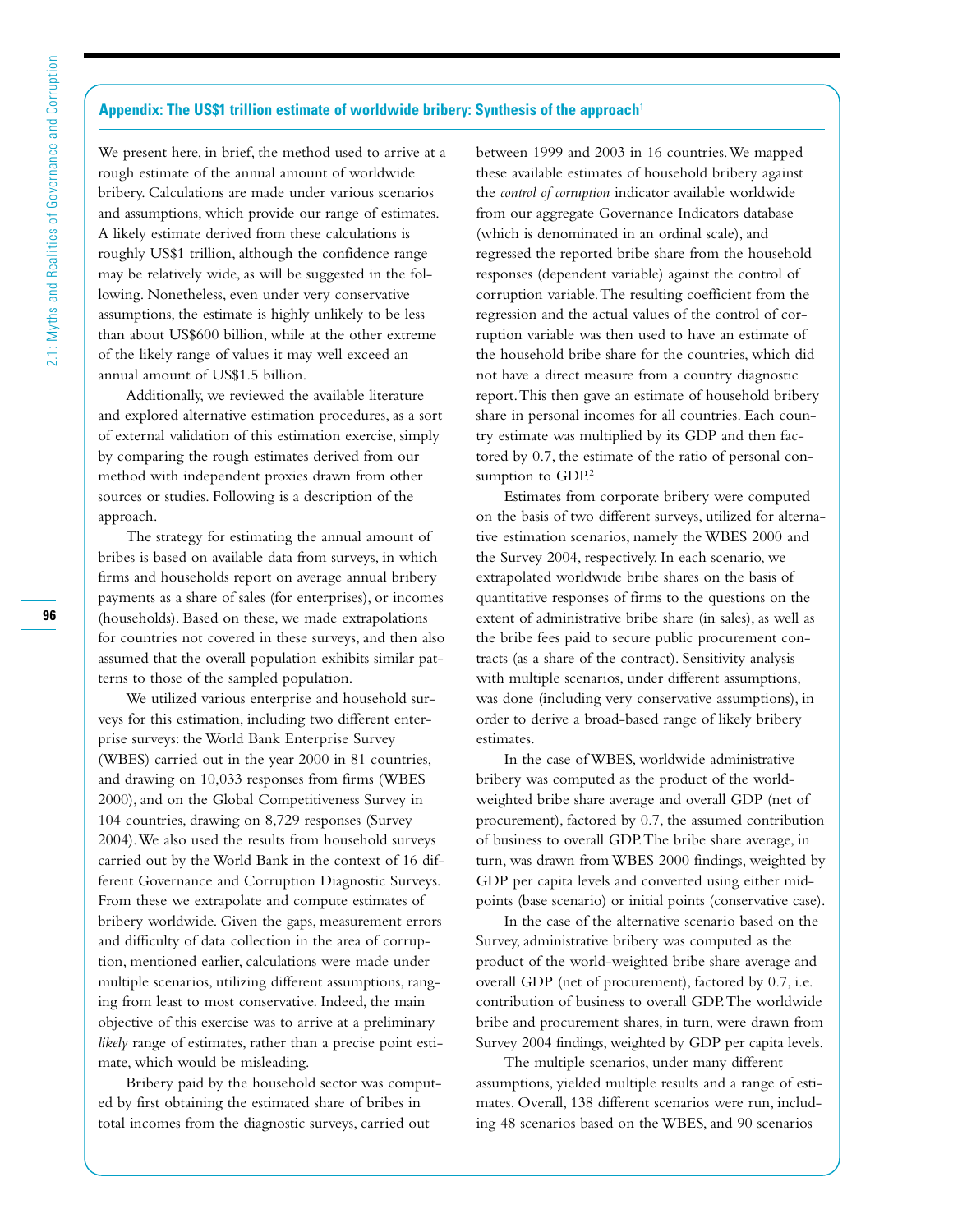## Appendix: The US$1 trillion estimate of worldwide bribery: Synthesis of the approach[1]

We present here, in brief, the method used to arrive at a rough estimate of the annual amount of worldwide bribery. Calculations are made under various scenarios and assumptions, which provide our range of estimates. A likely estimate derived from these calculations is roughly US$1 trillion, although the confidence range may be relatively wide, as will be suggested in the following. Nonetheless, even under very conservative assumptions, the estimate is highly unlikely to be less than about US$600 billion, while at the other extreme of the likely range of values it may well exceed an annual amount of US$1.5 billion.

Additionally, we reviewed the available literature and explored alternative estimation procedures, as a sort of external validation of this estimation exercise, simply by comparing the rough estimates derived from our method with independent proxies drawn from other sources or studies. Following is a description of the approach.

The strategy for estimating the annual amount of bribes is based on available data from surveys, in which firms and households report on average annual bribery payments as a share of sales (for enterprises), or incomes (households). Based on these, we made extrapolations for countries not covered in these surveys, and then also assumed that the overall population exhibits similar patterns to those of the sampled population.

We utilized various enterprise and household surveys for this estimation, including two different enterprise surveys: the World Bank Enterprise Survey (WBES) carried out in the year 2000 in 81 countries, and drawing on 10,033 responses from firms (WBES 2000), and on the Global Competitiveness Survey in 104 countries, drawing on 8,729 responses (Survey 2004). We also used the results from household surveys carried out by the World Bank in the context of 16 different Governance and Corruption Diagnostic Surveys. From these we extrapolate and compute estimates of bribery worldwide. Given the gaps, measurement errors and difficulty of data collection in the area of corruption, mentioned earlier, calculations were made under multiple scenarios, utilizing different assumptions, ranging from least to most conservative. Indeed, the main objective of this exercise was to arrive at a preliminary *likely* range of estimates, rather than a precise point estimate, which would be misleading.

Bribery paid by the household sector was computed by first obtaining the estimated share of bribes in total incomes from the diagnostic surveys, carried out between 1999 and 2003 in 16 countries. We mapped these available estimates of household bribery against the *control of corruption* indicator available worldwide from our aggregate Governance Indicators database (which is denominated in an ordinal scale), and regressed the reported bribe share from the household responses (dependent variable) against the control of corruption variable. The resulting coefficient from the regression and the actual values of the control of corruption variable was then used to have an estimate of the household bribe share for the countries, which did not have a direct measure from a country diagnostic report. This then gave an estimate of household bribery share in personal incomes for all countries. Each country estimate was multiplied by its GDP and then factored by 0.7, the estimate of the ratio of personal consumption to GDP.[2]

Estimates from corporate bribery were computed on the basis of two different surveys, utilized for alternative estimation scenarios, namely the WBES 2000 and the Survey 2004, respectively. In each scenario, we extrapolated worldwide bribe shares on the basis of quantitative responses of firms to the questions on the extent of administrative bribe share (in sales), as well as the bribe fees paid to secure public procurement contracts (as a share of the contract). Sensitivity analysis with multiple scenarios, under different assumptions, was done (including very conservative assumptions), in order to derive a broad-based range of likely bribery estimates.

In the case of WBES, worldwide administrative bribery was computed as the product of the world-weighted bribe share average and overall GDP (net of procurement), factored by 0.7, the assumed contribution of business to overall GDP. The bribe share average, in turn, was drawn from WBES 2000 findings, weighted by GDP per capita levels and converted using either midpoints (base scenario) or initial points (conservative case).

In the case of the alternative scenario based on the Survey, administrative bribery was computed as the product of the world-weighted bribe share average and overall GDP (net of procurement), factored by 0.7, i.e. contribution of business to overall GDP. The worldwide bribe and procurement shares, in turn, were drawn from Survey 2004 findings, weighted by GDP per capita levels.

The multiple scenarios, under many different assumptions, yielded multiple results and a range of estimates. Overall, 138 different scenarios were run, including 48 scenarios based on the WBES, and 90 scenarios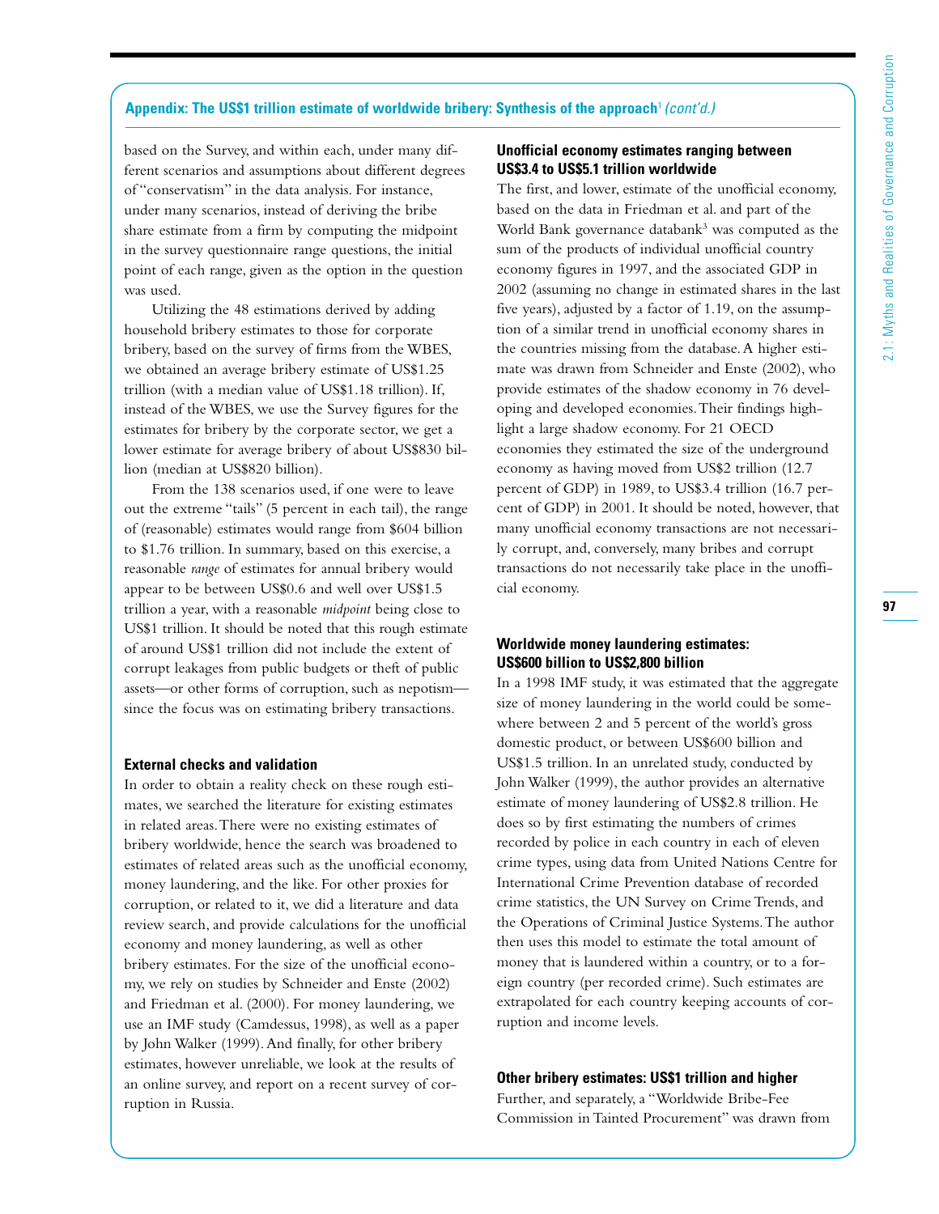## Appendix: The US$1 trillion estimate of worldwide bribery: Synthesis of the approach[1] *(cont'd.)*

based on the Survey, and within each, under many different scenarios and assumptions about different degrees of "conservatism" in the data analysis. For instance, under many scenarios, instead of deriving the bribe share estimate from a firm by computing the midpoint in the survey questionnaire range questions, the initial point of each range, given as the option in the question was used.

Utilizing the 48 estimations derived by adding household bribery estimates to those for corporate bribery, based on the survey of firms from the WBES, we obtained an average bribery estimate of US$1.25 trillion (with a median value of US$1.18 trillion). If, instead of the WBES, we use the Survey figures for the estimates for bribery by the corporate sector, we get a lower estimate for average bribery of about US$830 billion (median at US$820 billion).

From the 138 scenarios used, if one were to leave out the extreme "tails" (5 percent in each tail), the range of (reasonable) estimates would range from $604 billion to $1.76 trillion. In summary, based on this exercise, a reasonable *range* of estimates for annual bribery would appear to be between US$0.6 and well over US$1.5 trillion a year, with a reasonable *midpoint* being close to US$1 trillion. It should be noted that this rough estimate of around US$1 trillion did not include the extent of corrupt leakages from public budgets or theft of public assets—or other forms of corruption, such as nepotism—since the focus was on estimating bribery transactions.

### External checks and validation

In order to obtain a reality check on these rough estimates, we searched the literature for existing estimates in related areas. There were no existing estimates of bribery worldwide, hence the search was broadened to estimates of related areas such as the unofficial economy, money laundering, and the like. For other proxies for corruption, or related to it, we did a literature and data review search, and provide calculations for the unofficial economy and money laundering, as well as other bribery estimates. For the size of the unofficial economy, we rely on studies by Schneider and Enste (2002) and Friedman et al. (2000). For money laundering, we use an IMF study (Camdessus, 1998), as well as a paper by John Walker (1999). And finally, for other bribery estimates, however unreliable, we look at the results of an online survey, and report on a recent survey of corruption in Russia.

### Unofficial economy estimates ranging between US$3.4 to US$5.1 trillion worldwide

The first, and lower, estimate of the unofficial economy, based on the data in Friedman et al. and part of the World Bank governance databank[3] was computed as the sum of the products of individual unofficial country economy figures in 1997, and the associated GDP in 2002 (assuming no change in estimated shares in the last five years), adjusted by a factor of 1.19, on the assumption of a similar trend in unofficial economy shares in the countries missing from the database. A higher estimate was drawn from Schneider and Enste (2002), who provide estimates of the shadow economy in 76 developing and developed economies. Their findings highlight a large shadow economy. For 21 OECD economies they estimated the size of the underground economy as having moved from US$2 trillion (12.7 percent of GDP) in 1989, to US$3.4 trillion (16.7 percent of GDP) in 2001. It should be noted, however, that many unofficial economy transactions are not necessarily corrupt, and, conversely, many bribes and corrupt transactions do not necessarily take place in the unofficial economy.

### Worldwide money laundering estimates: US$600 billion to US$2,800 billion

In a 1998 IMF study, it was estimated that the aggregate size of money laundering in the world could be somewhere between 2 and 5 percent of the world's gross domestic product, or between US$600 billion and US$1.5 trillion. In an unrelated study, conducted by John Walker (1999), the author provides an alternative estimate of money laundering of US$2.8 trillion. He does so by first estimating the numbers of crimes recorded by police in each country in each of eleven crime types, using data from United Nations Centre for International Crime Prevention database of recorded crime statistics, the UN Survey on Crime Trends, and the Operations of Criminal Justice Systems. The author then uses this model to estimate the total amount of money that is laundered within a country, or to a foreign country (per recorded crime). Such estimates are extrapolated for each country keeping accounts of corruption and income levels.

### Other bribery estimates: US$1 trillion and higher

Further, and separately, a "Worldwide Bribe-Fee Commission in Tainted Procurement" was drawn from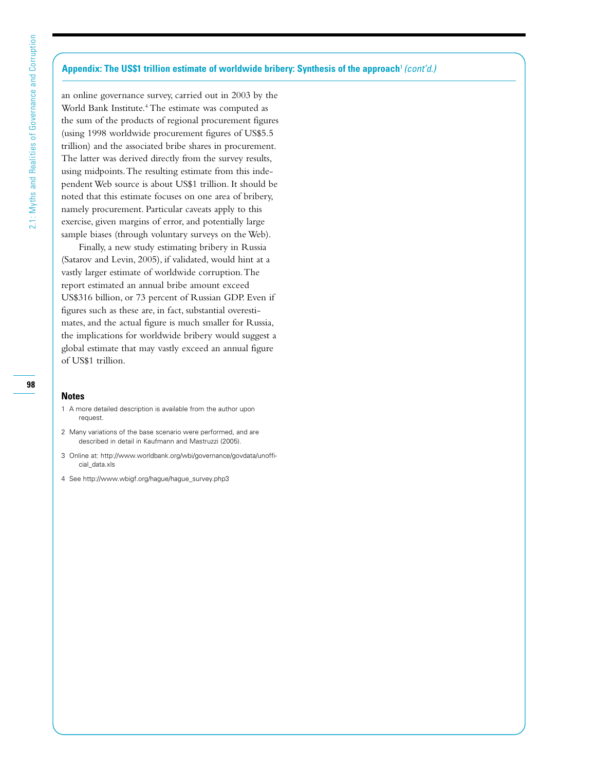## Appendix: The US$1 trillion estimate of worldwide bribery: Synthesis of the approach[1] *(cont'd.)*

an online governance survey, carried out in 2003 by the World Bank Institute.[4] The estimate was computed as the sum of the products of regional procurement figures (using 1998 worldwide procurement figures of US$5.5 trillion) and the associated bribe shares in procurement. The latter was derived directly from the survey results, using midpoints. The resulting estimate from this independent Web source is about US$1 trillion. It should be noted that this estimate focuses on one area of bribery, namely procurement. Particular caveats apply to this exercise, given margins of error, and potentially large sample biases (through voluntary surveys on the Web).

Finally, a new study estimating bribery in Russia (Satarov and Levin, 2005), if validated, would hint at a vastly larger estimate of worldwide corruption. The report estimated an annual bribe amount exceed US$316 billion, or 73 percent of Russian GDP. Even if figures such as these are, in fact, substantial overestimates, and the actual figure is much smaller for Russia, the implications for worldwide bribery would suggest a global estimate that may vastly exceed an annual figure of US$1 trillion.

### Notes

1 A more detailed description is available from the author upon request.

2 Many variations of the base scenario were performed, and are described in detail in Kaufmann and Mastruzzi (2005).

3 Online at: http://www.worldbank.org/wbi/governance/govdata/unofficial_data.xls

4 See http://www.wbigf.org/hague/hague_survey.php3